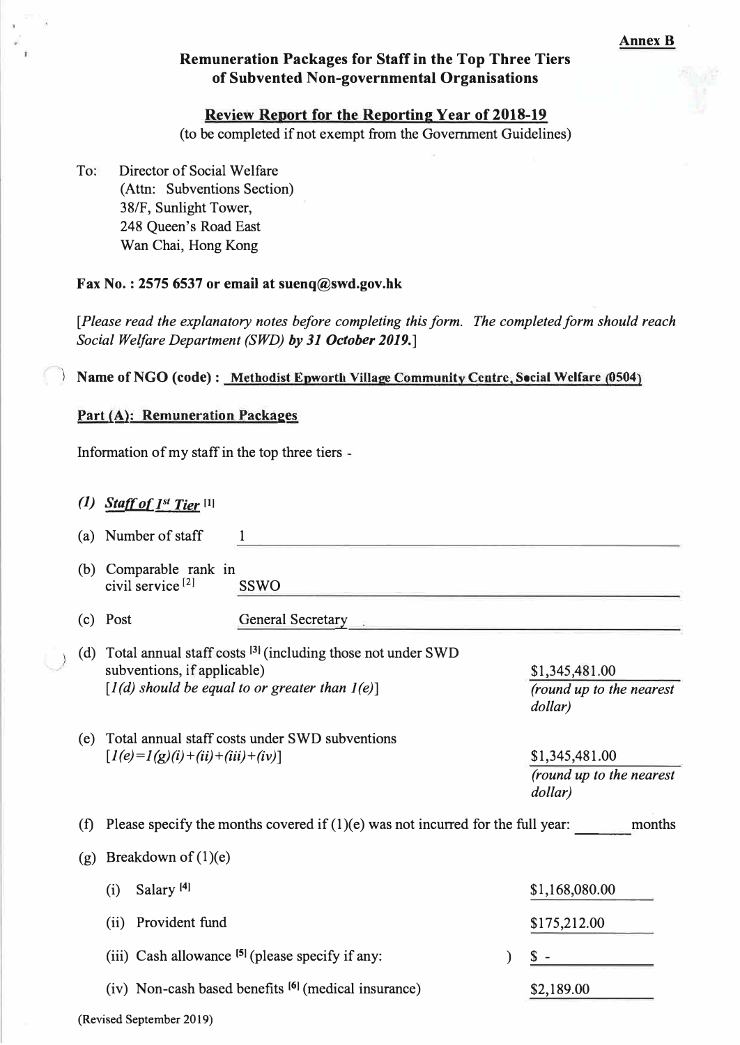**Annex B**

# Remuneration Packages for Staff in the Top Three Tiers of Subvented Non-governmental Organisations

## Review Report for the Reporting Year of 2018-19

(to be completed if not exempt from the Government Guidelines)

To: Director of Social Welfare
(Attn: Subventions Section)
38/F, Sunlight Tower,
248 Queen's Road East
Wan Chai, Hong Kong

**Fax No. : 2575 6537 or email at suenq@swd.gov.hk**

*[Please read the explanatory notes before completing this form. The completed form should reach Social Welfare Department (SWD)* ***by 31 October 2019.****]*

**Name of NGO (code) :** Methodist Epworth Village Community Centre, Social Welfare (0504)

**Part (A): Remuneration Packages**

Information of my staff in the top three tiers -

***(1) Staff of 1st Tier*** [1]

(a) Number of staff: 1

(b) Comparable rank in civil service [2]: SSWO

(c) Post: General Secretary

(d) Total annual staff costs [3] (including those not under SWD subventions, if applicable) *[1(d) should be equal to or greater than 1(e)]*: $1,345,481.00 *(round up to the nearest dollar)*

(e) Total annual staff costs under SWD subventions *[1(e)=1(g)(i)+(ii)+(iii)+(iv)]*: $1,345,481.00 *(round up to the nearest dollar)*

(f) Please specify the months covered if (1)(e) was not incurred for the full year: ______ months

(g) Breakdown of (1)(e)

(i) Salary [4]: $1,168,080.00

(ii) Provident fund: $175,212.00

(iii) Cash allowance [5] (please specify if any: ): $ -

(iv) Non-cash based benefits [6] (medical insurance): $2,189.00

(Revised September 2019)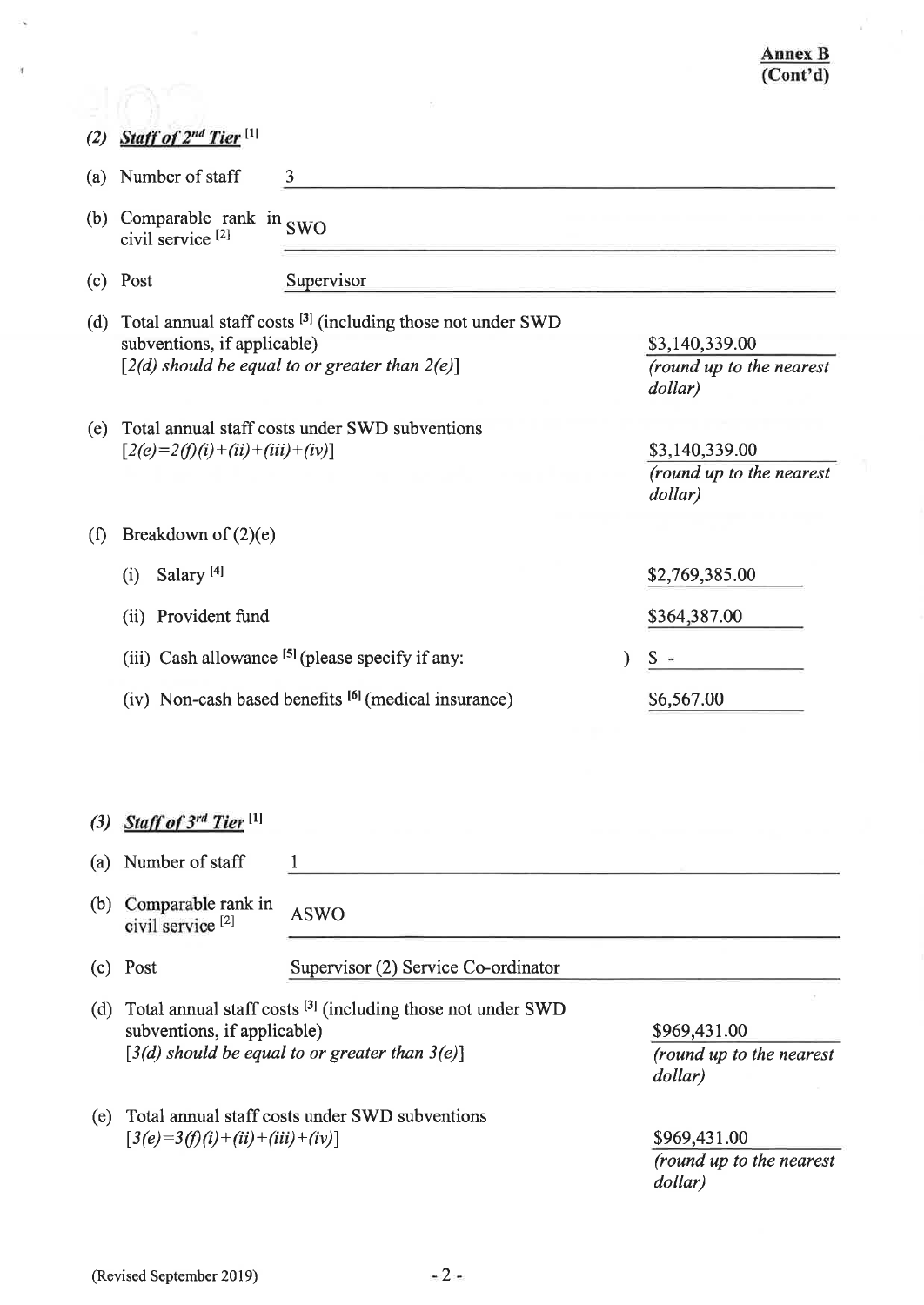**Annex B**
**(Cont'd)**

### *(2) Staff of 2nd Tier* [1]

(a) Number of staff: 3

(b) Comparable rank in civil service [2]: SWO

(c) Post: Supervisor

(d) Total annual staff costs [3] (including those not under SWD subventions, if applicable)
*[2(d) should be equal to or greater than 2(e)]*

$3,140,339.00
*(round up to the nearest dollar)*

(e) Total annual staff costs under SWD subventions
*[2(e)=2(f)(i)+(ii)+(iii)+(iv)]*

$3,140,339.00
*(round up to the nearest dollar)*

(f) Breakdown of (2)(e)

| | |
|---|---|
| (i) Salary [4] | $2,769,385.00 |
| (ii) Provident fund | $364,387.00 |
| (iii) Cash allowance [5] (please specify if any: ) | $ - |
| (iv) Non-cash based benefits [6] (medical insurance) | $6,567.00 |

### *(3) Staff of 3rd Tier* [1]

(a) Number of staff: 1

(b) Comparable rank in civil service [2]: ASWO

(c) Post: Supervisor (2) Service Co-ordinator

(d) Total annual staff costs [3] (including those not under SWD subventions, if applicable)
*[3(d) should be equal to or greater than 3(e)]*

$969,431.00
*(round up to the nearest dollar)*

(e) Total annual staff costs under SWD subventions
*[3(e)=3(f)(i)+(ii)+(iii)+(iv)]*

$969,431.00
*(round up to the nearest dollar)*

(Revised September 2019)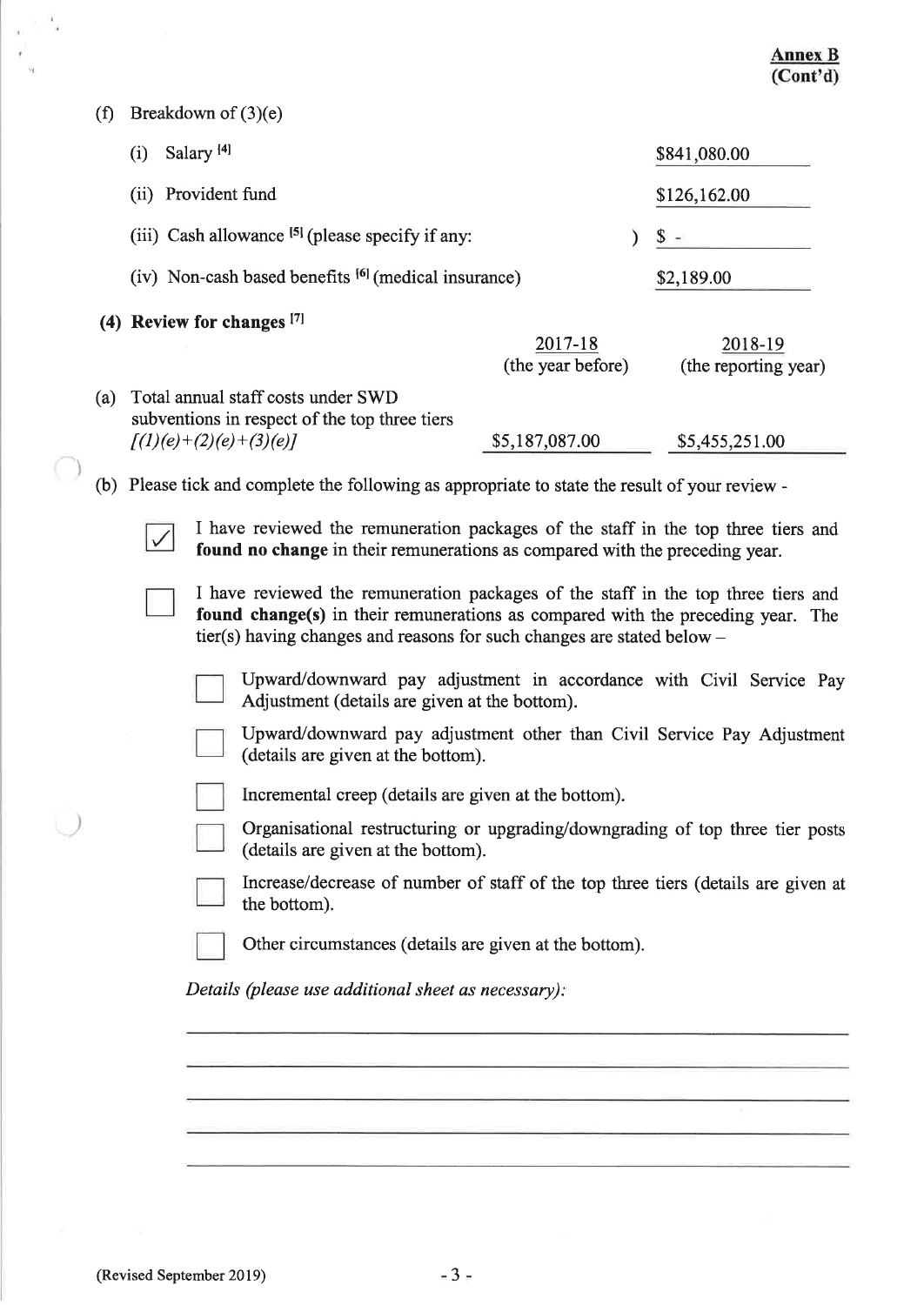**Annex B**
**(Cont'd)**

(f) Breakdown of (3)(e)

| | |
|---|---|
| (i) Salary [4] | $841,080.00 |
| (ii) Provident fund | $126,162.00 |
| (iii) Cash allowance [5] (please specify if any: ) | $ - |
| (iv) Non-cash based benefits [6] (medical insurance) | $2,189.00 |

**(4) Review for changes [7]**

| | 2017-18 (the year before) | 2018-19 (the reporting year) |
|---|---|---|
| (a) Total annual staff costs under SWD subventions in respect of the top three tiers *[(1)(e)+(2)(e)+(3)(e)]* | $5,187,087.00 | $5,455,251.00 |

(b) Please tick and complete the following as appropriate to state the result of your review -

- [x] I have reviewed the remuneration packages of the staff in the top three tiers and **found no change** in their remunerations as compared with the preceding year.

- [ ] I have reviewed the remuneration packages of the staff in the top three tiers and **found change(s)** in their remunerations as compared with the preceding year. The tier(s) having changes and reasons for such changes are stated below –

  - [ ] Upward/downward pay adjustment in accordance with Civil Service Pay Adjustment (details are given at the bottom).
  - [ ] Upward/downward pay adjustment other than Civil Service Pay Adjustment (details are given at the bottom).
  - [ ] Incremental creep (details are given at the bottom).
  - [ ] Organisational restructuring or upgrading/downgrading of top three tier posts (details are given at the bottom).
  - [ ] Increase/decrease of number of staff of the top three tiers (details are given at the bottom).
  - [ ] Other circumstances (details are given at the bottom).

*Details (please use additional sheet as necessary):*

(Revised September 2019)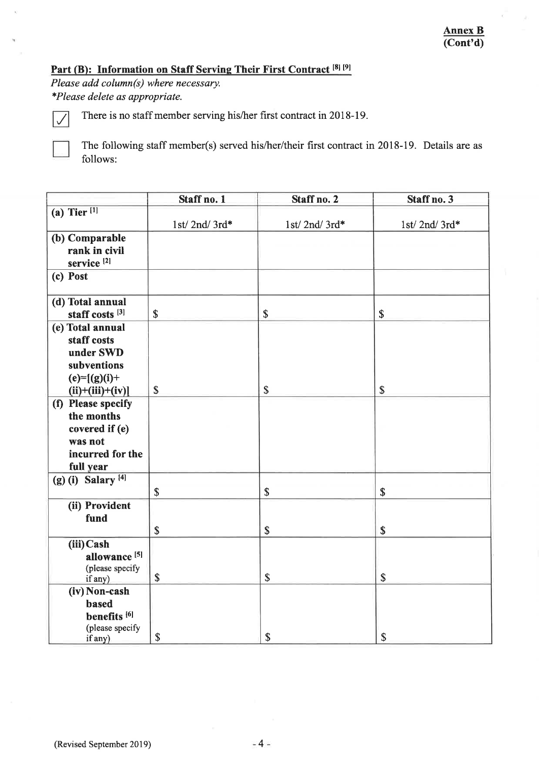**Annex B (Cont'd)**

## Part (B): Information on Staff Serving Their First Contract [8] [9]

*Please add column(s) where necessary.*
*\*Please delete as appropriate.*

☑ There is no staff member serving his/her first contract in 2018-19.

☐ The following staff member(s) served his/her/their first contract in 2018-19. Details are as follows:

| | Staff no. 1 | Staff no. 2 | Staff no. 3 |
|---|---|---|---|
| **(a) Tier** [1] | 1st/ 2nd/ 3rd* | 1st/ 2nd/ 3rd* | 1st/ 2nd/ 3rd* |
| **(b) Comparable rank in civil service** [2] | | | |
| **(c) Post** | | | |
| **(d) Total annual staff costs** [3] | $ | $ | $ |
| **(e) Total annual staff costs under SWD subventions (e)=[(g)(i)+(ii)+(iii)+(iv)]** | $ | $ | $ |
| **(f) Please specify the months covered if (e) was not incurred for the full year** | | | |
| **(g) (i) Salary** [4] | $ | $ | $ |
| **(ii) Provident fund** | $ | $ | $ |
| **(iii) Cash allowance** [5] (please specify if any) | $ | $ | $ |
| **(iv) Non-cash based benefits** [6] (please specify if any) | $ | $ | $ |

(Revised September 2019)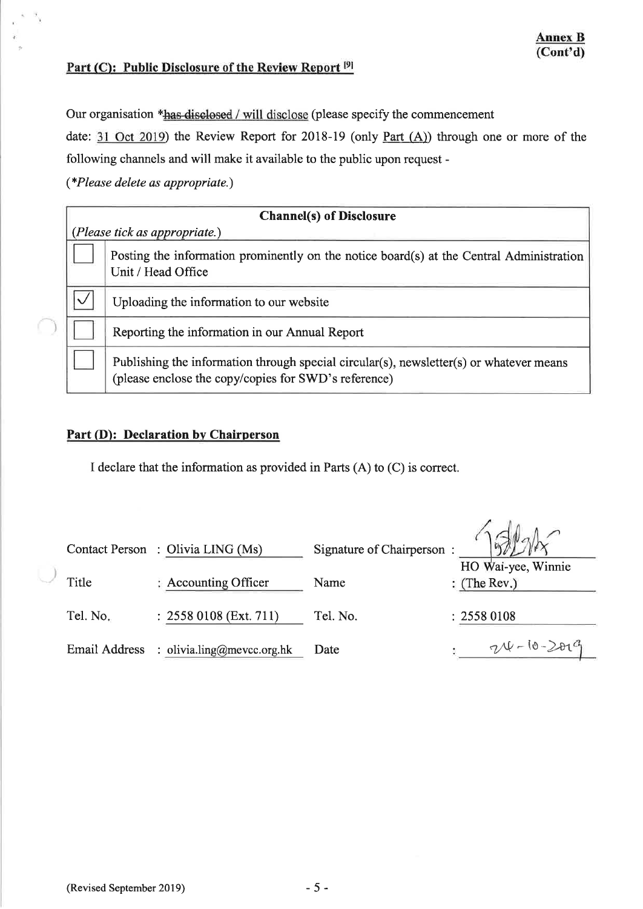**Annex B (Cont'd)**

## Part (C): Public Disclosure of the Review Report [9]

Our organisation ~~*has disclosed~~ / will disclose (please specify the commencement date: 31 Oct 2019) the Review Report for 2018-19 (only Part (A)) through one or more of the following channels and will make it available to the public upon request -

(*\*Please delete as appropriate.*)

| Channel(s) of Disclosure *(Please tick as appropriate.)* | |
|---|---|
| ☐ | Posting the information prominently on the notice board(s) at the Central Administration Unit / Head Office |
| ☑ | Uploading the information to our website |
| ☐ | Reporting the information in our Annual Report |
| ☐ | Publishing the information through special circular(s), newsletter(s) or whatever means (please enclose the copy/copies for SWD's reference) |

## Part (D): Declaration by Chairperson

I declare that the information as provided in Parts (A) to (C) is correct.

| | | | |
|---|---|---|---|
| Contact Person | : Olivia LING (Ms) | Signature of Chairperson | : [Signature] |
| Title | : Accounting Officer | Name | : HO Wai-yee, Winnie (The Rev.) |
| Tel. No. | : 2558 0108 (Ext. 711) | Tel. No. | : 2558 0108 |
| Email Address | : olivia.ling@mevcc.org.hk | Date | : 24-10-2019 |

(Revised September 2019)